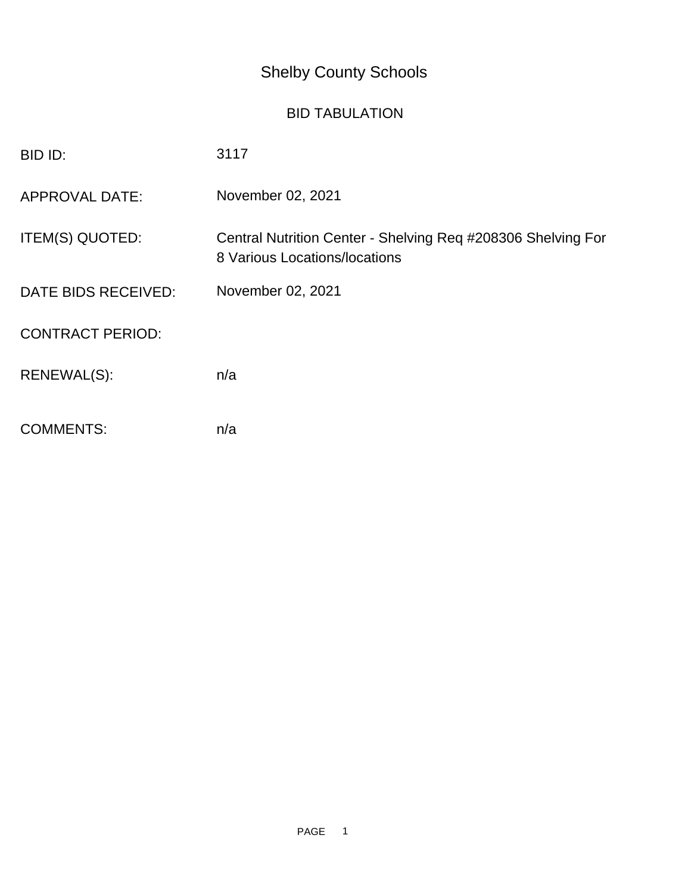# Shelby County Schools

## BID TABULATION

| | |
|---|---|
| BID ID: | 3117 |
| APPROVAL DATE: | November 02, 2021 |
| ITEM(S) QUOTED: | Central Nutrition Center - Shelving Req #208306 Shelving For 8 Various Locations/locations |
| DATE BIDS RECEIVED: | November 02, 2021 |
| CONTRACT PERIOD: | |
| RENEWAL(S): | n/a |
| COMMENTS: | n/a |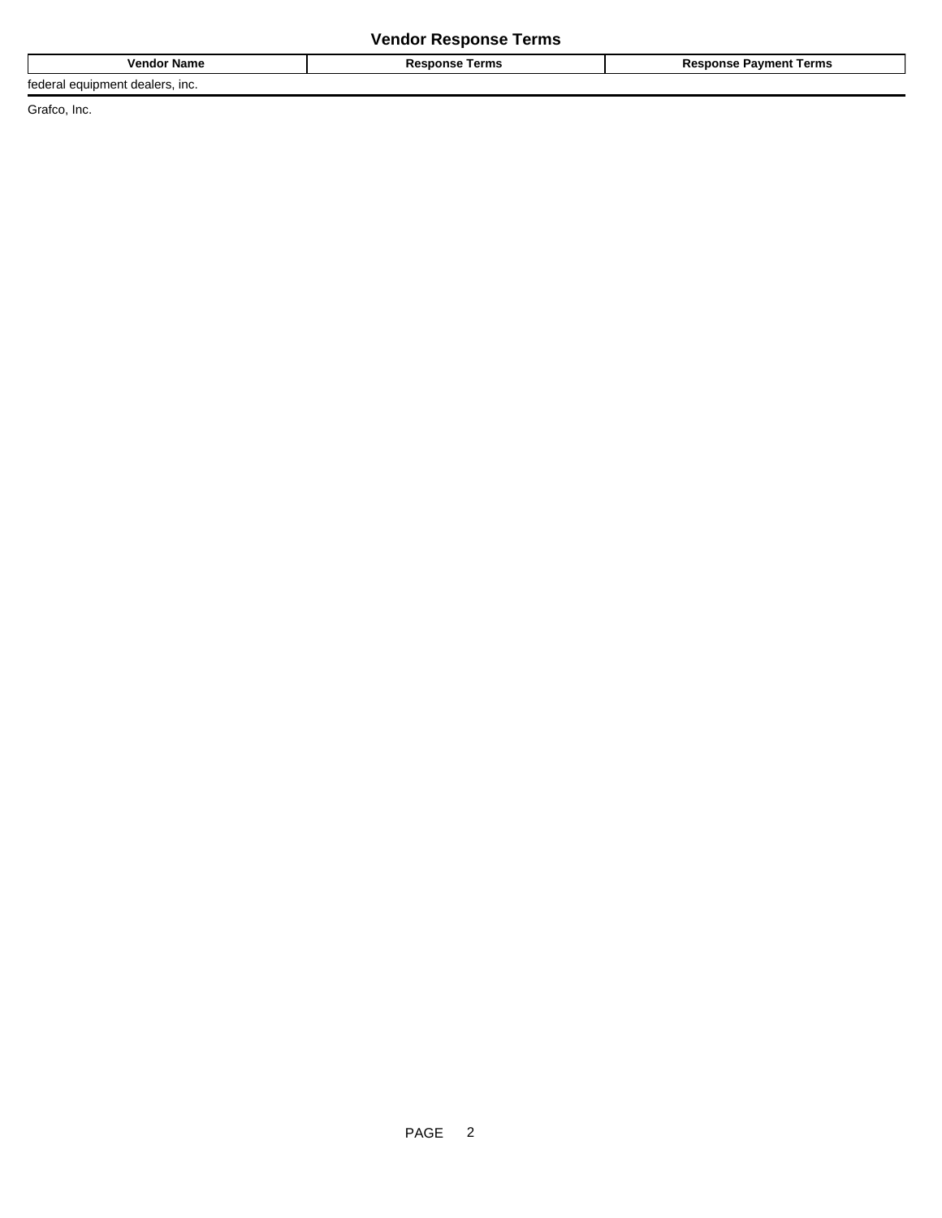## Vendor Response Terms

| Vendor Name | Response Terms | Response Payment Terms |
| --- | --- | --- |
| federal equipment dealers, inc. | | |
| Grafco, Inc. | | |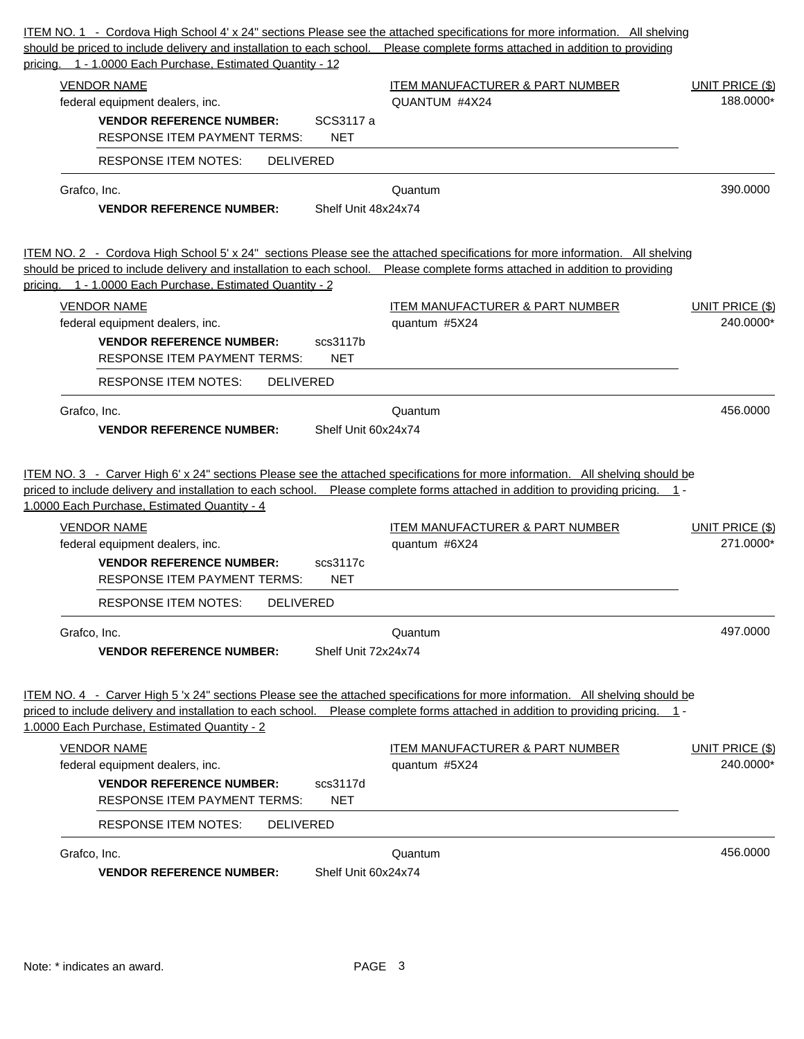ITEM NO. 1 - Cordova High School 4' x 24" sections Please see the attached specifications for more information. All shelving should be priced to include delivery and installation to each school. Please complete forms attached in addition to providing pricing. 1 - 1.0000 Each Purchase, Estimated Quantity - 12

| VENDOR NAME | ITEM MANUFACTURER & PART NUMBER | UNIT PRICE ($) |
|---|---|---|
| federal equipment dealers, inc.<br>**VENDOR REFERENCE NUMBER:** SCS3117 a<br>RESPONSE ITEM PAYMENT TERMS: NET<br>RESPONSE ITEM NOTES: DELIVERED | QUANTUM #4X24 | 188.0000* |
| Grafco, Inc.<br>**VENDOR REFERENCE NUMBER:** Shelf Unit 48x24x74 | Quantum | 390.0000 |

ITEM NO. 2 - Cordova High School 5' x 24" sections Please see the attached specifications for more information. All shelving should be priced to include delivery and installation to each school. Please complete forms attached in addition to providing pricing. 1 - 1.0000 Each Purchase, Estimated Quantity - 2

| VENDOR NAME | ITEM MANUFACTURER & PART NUMBER | UNIT PRICE ($) |
|---|---|---|
| federal equipment dealers, inc.<br>**VENDOR REFERENCE NUMBER:** scs3117b<br>RESPONSE ITEM PAYMENT TERMS: NET<br>RESPONSE ITEM NOTES: DELIVERED | quantum #5X24 | 240.0000* |
| Grafco, Inc.<br>**VENDOR REFERENCE NUMBER:** Shelf Unit 60x24x74 | Quantum | 456.0000 |

ITEM NO. 3 - Carver High 6' x 24" sections Please see the attached specifications for more information. All shelving should be priced to include delivery and installation to each school. Please complete forms attached in addition to providing pricing. 1 - 1.0000 Each Purchase, Estimated Quantity - 4

| VENDOR NAME | ITEM MANUFACTURER & PART NUMBER | UNIT PRICE ($) |
|---|---|---|
| federal equipment dealers, inc.<br>**VENDOR REFERENCE NUMBER:** scs3117c<br>RESPONSE ITEM PAYMENT TERMS: NET<br>RESPONSE ITEM NOTES: DELIVERED | quantum #6X24 | 271.0000* |
| Grafco, Inc.<br>**VENDOR REFERENCE NUMBER:** Shelf Unit 72x24x74 | Quantum | 497.0000 |

ITEM NO. 4 - Carver High 5 'x 24" sections Please see the attached specifications for more information. All shelving should be priced to include delivery and installation to each school. Please complete forms attached in addition to providing pricing. 1 - 1.0000 Each Purchase, Estimated Quantity - 2

| VENDOR NAME | ITEM MANUFACTURER & PART NUMBER | UNIT PRICE ($) |
|---|---|---|
| federal equipment dealers, inc.<br>**VENDOR REFERENCE NUMBER:** scs3117d<br>RESPONSE ITEM PAYMENT TERMS: NET<br>RESPONSE ITEM NOTES: DELIVERED | quantum #5X24 | 240.0000* |
| Grafco, Inc.<br>**VENDOR REFERENCE NUMBER:** Shelf Unit 60x24x74 | Quantum | 456.0000 |

Note: * indicates an award.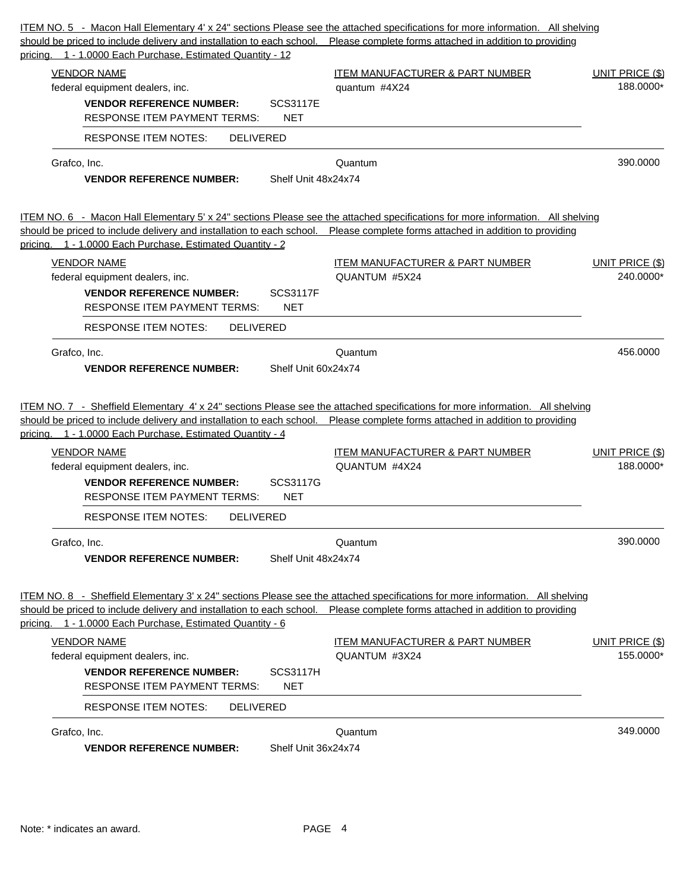ITEM NO. 5 - Macon Hall Elementary 4' x 24" sections Please see the attached specifications for more information. All shelving should be priced to include delivery and installation to each school. Please complete forms attached in addition to providing pricing. 1 - 1.0000 Each Purchase, Estimated Quantity - 12

| VENDOR NAME | ITEM MANUFACTURER & PART NUMBER | UNIT PRICE ($) |
|---|---|---|
| federal equipment dealers, inc.<br>**VENDOR REFERENCE NUMBER:** SCS3117E<br>RESPONSE ITEM PAYMENT TERMS: NET<br>RESPONSE ITEM NOTES: DELIVERED | quantum #4X24 | 188.0000* |
| Grafco, Inc.<br>**VENDOR REFERENCE NUMBER:** Shelf Unit 48x24x74 | Quantum | 390.0000 |

ITEM NO. 6 - Macon Hall Elementary 5' x 24" sections Please see the attached specifications for more information. All shelving should be priced to include delivery and installation to each school. Please complete forms attached in addition to providing pricing. 1 - 1.0000 Each Purchase, Estimated Quantity - 2

| VENDOR NAME | ITEM MANUFACTURER & PART NUMBER | UNIT PRICE ($) |
|---|---|---|
| federal equipment dealers, inc.<br>**VENDOR REFERENCE NUMBER:** SCS3117F<br>RESPONSE ITEM PAYMENT TERMS: NET<br>RESPONSE ITEM NOTES: DELIVERED | QUANTUM #5X24 | 240.0000* |
| Grafco, Inc.<br>**VENDOR REFERENCE NUMBER:** Shelf Unit 60x24x74 | Quantum | 456.0000 |

ITEM NO. 7 - Sheffield Elementary 4' x 24" sections Please see the attached specifications for more information. All shelving should be priced to include delivery and installation to each school. Please complete forms attached in addition to providing pricing. 1 - 1.0000 Each Purchase, Estimated Quantity - 4

| VENDOR NAME | ITEM MANUFACTURER & PART NUMBER | UNIT PRICE ($) |
|---|---|---|
| federal equipment dealers, inc.<br>**VENDOR REFERENCE NUMBER:** SCS3117G<br>RESPONSE ITEM PAYMENT TERMS: NET<br>RESPONSE ITEM NOTES: DELIVERED | QUANTUM #4X24 | 188.0000* |
| Grafco, Inc.<br>**VENDOR REFERENCE NUMBER:** Shelf Unit 48x24x74 | Quantum | 390.0000 |

ITEM NO. 8 - Sheffield Elementary 3' x 24" sections Please see the attached specifications for more information. All shelving should be priced to include delivery and installation to each school. Please complete forms attached in addition to providing pricing. 1 - 1.0000 Each Purchase, Estimated Quantity - 6

| VENDOR NAME | ITEM MANUFACTURER & PART NUMBER | UNIT PRICE ($) |
|---|---|---|
| federal equipment dealers, inc.<br>**VENDOR REFERENCE NUMBER:** SCS3117H<br>RESPONSE ITEM PAYMENT TERMS: NET<br>RESPONSE ITEM NOTES: DELIVERED | QUANTUM #3X24 | 155.0000* |
| Grafco, Inc.<br>**VENDOR REFERENCE NUMBER:** Shelf Unit 36x24x74 | Quantum | 349.0000 |

Note: * indicates an award.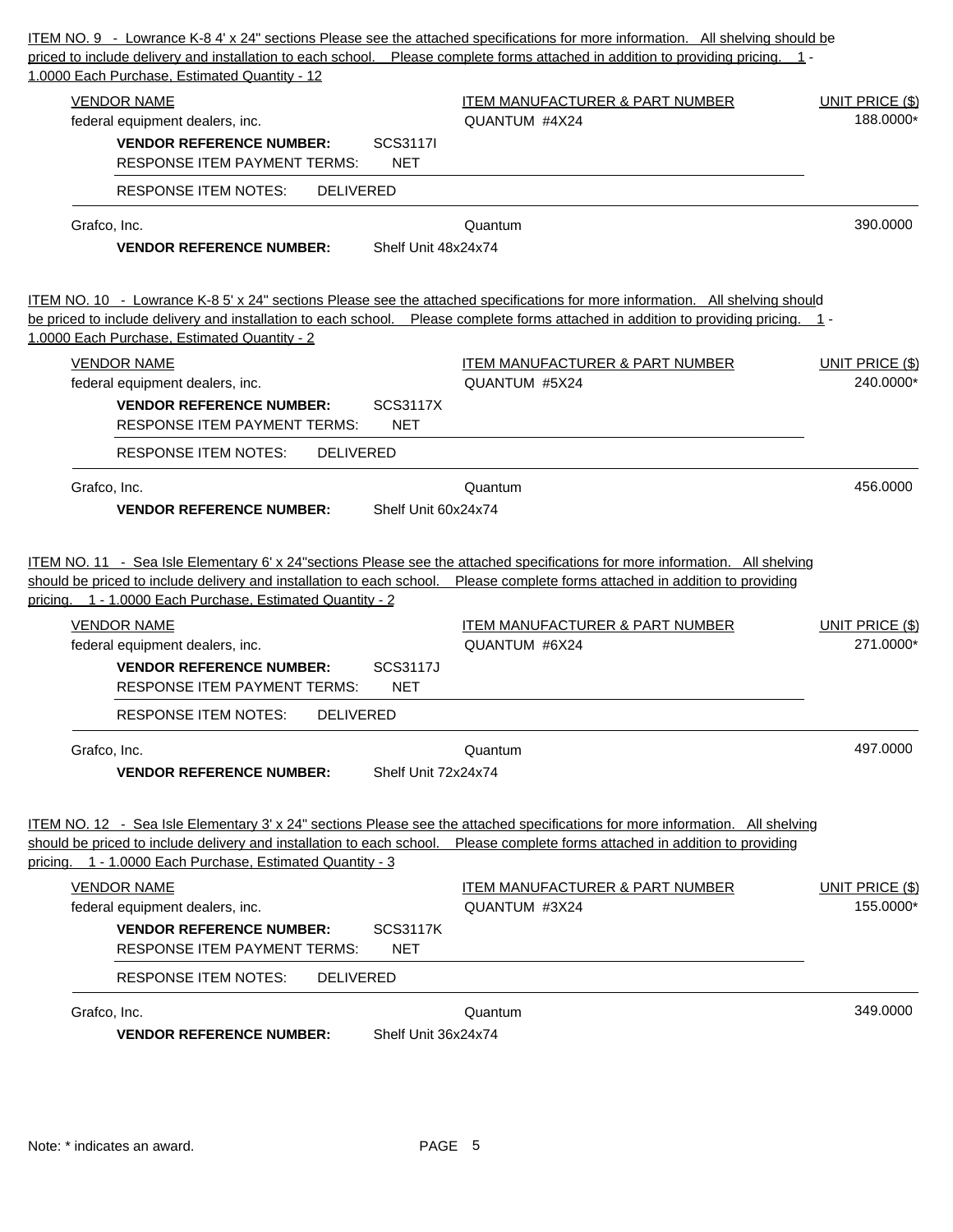ITEM NO. 9 - Lowrance K-8 4' x 24" sections Please see the attached specifications for more information. All shelving should be priced to include delivery and installation to each school. Please complete forms attached in addition to providing pricing. 1 - 1.0000 Each Purchase, Estimated Quantity - 12

| VENDOR NAME | ITEM MANUFACTURER & PART NUMBER | UNIT PRICE ($) |
|---|---|---|
| federal equipment dealers, inc.<br>**VENDOR REFERENCE NUMBER:** SCS3117I<br>RESPONSE ITEM PAYMENT TERMS: NET<br>RESPONSE ITEM NOTES: DELIVERED | QUANTUM #4X24 | 188.0000* |
| Grafco, Inc.<br>**VENDOR REFERENCE NUMBER:** Shelf Unit 48x24x74 | Quantum | 390.0000 |

ITEM NO. 10 - Lowrance K-8 5' x 24" sections Please see the attached specifications for more information. All shelving should be priced to include delivery and installation to each school. Please complete forms attached in addition to providing pricing. 1 - 1.0000 Each Purchase, Estimated Quantity - 2

| VENDOR NAME | ITEM MANUFACTURER & PART NUMBER | UNIT PRICE ($) |
|---|---|---|
| federal equipment dealers, inc.<br>**VENDOR REFERENCE NUMBER:** SCS3117X<br>RESPONSE ITEM PAYMENT TERMS: NET<br>RESPONSE ITEM NOTES: DELIVERED | QUANTUM #5X24 | 240.0000* |
| Grafco, Inc.<br>**VENDOR REFERENCE NUMBER:** Shelf Unit 60x24x74 | Quantum | 456.0000 |

ITEM NO. 11 - Sea Isle Elementary 6' x 24"sections Please see the attached specifications for more information. All shelving should be priced to include delivery and installation to each school. Please complete forms attached in addition to providing pricing. 1 - 1.0000 Each Purchase, Estimated Quantity - 2

| VENDOR NAME | ITEM MANUFACTURER & PART NUMBER | UNIT PRICE ($) |
|---|---|---|
| federal equipment dealers, inc.<br>**VENDOR REFERENCE NUMBER:** SCS3117J<br>RESPONSE ITEM PAYMENT TERMS: NET<br>RESPONSE ITEM NOTES: DELIVERED | QUANTUM #6X24 | 271.0000* |
| Grafco, Inc.<br>**VENDOR REFERENCE NUMBER:** Shelf Unit 72x24x74 | Quantum | 497.0000 |

ITEM NO. 12 - Sea Isle Elementary 3' x 24" sections Please see the attached specifications for more information. All shelving should be priced to include delivery and installation to each school. Please complete forms attached in addition to providing pricing. 1 - 1.0000 Each Purchase, Estimated Quantity - 3

| VENDOR NAME | ITEM MANUFACTURER & PART NUMBER | UNIT PRICE ($) |
|---|---|---|
| federal equipment dealers, inc.<br>**VENDOR REFERENCE NUMBER:** SCS3117K<br>RESPONSE ITEM PAYMENT TERMS: NET<br>RESPONSE ITEM NOTES: DELIVERED | QUANTUM #3X24 | 155.0000* |
| Grafco, Inc.<br>**VENDOR REFERENCE NUMBER:** Shelf Unit 36x24x74 | Quantum | 349.0000 |

Note: * indicates an award.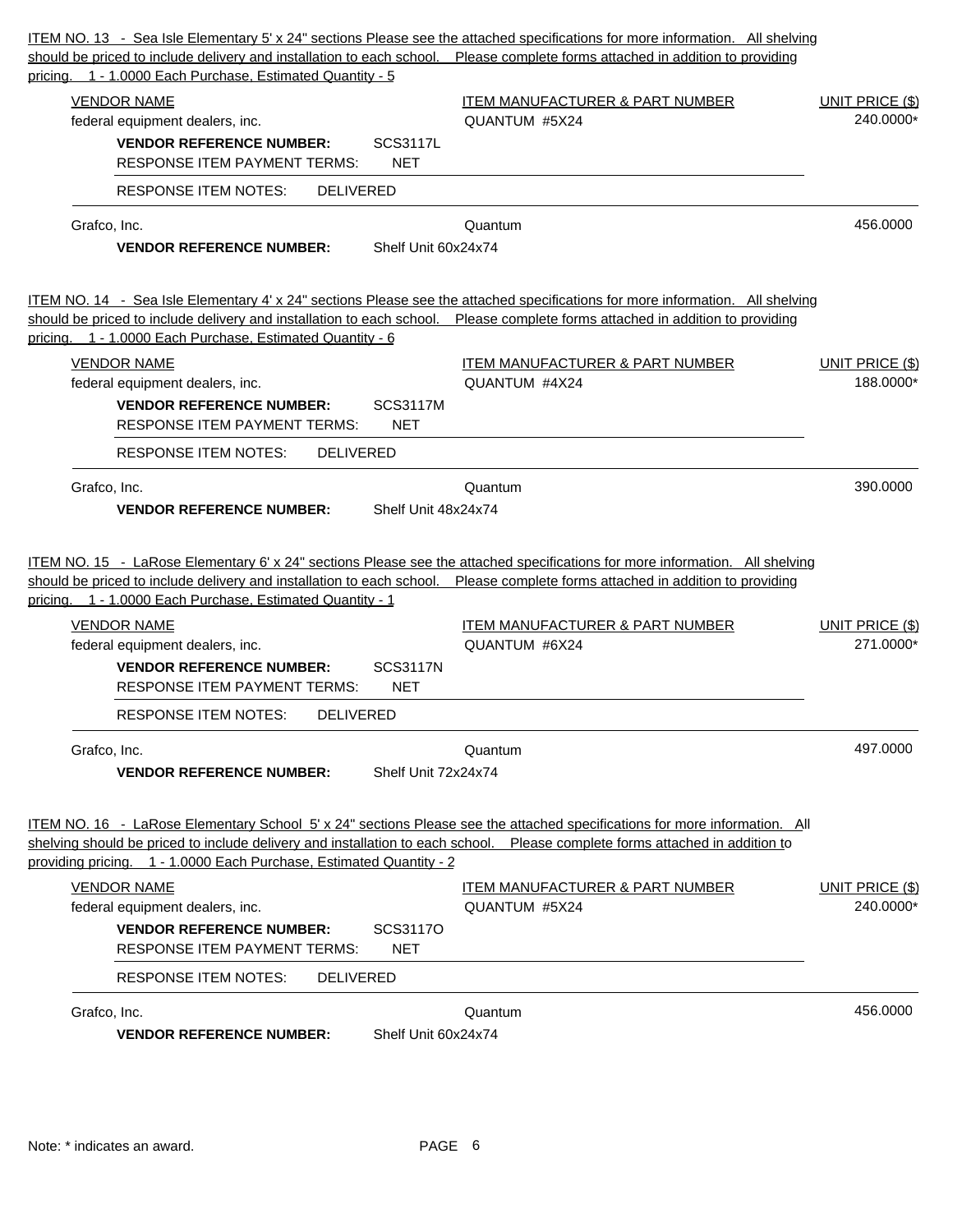ITEM NO. 13 - Sea Isle Elementary 5' x 24" sections Please see the attached specifications for more information. All shelving should be priced to include delivery and installation to each school. Please complete forms attached in addition to providing pricing. 1 - 1.0000 Each Purchase, Estimated Quantity - 5

| VENDOR NAME | ITEM MANUFACTURER & PART NUMBER | UNIT PRICE ($) |
|---|---|---|
| federal equipment dealers, inc.<br>**VENDOR REFERENCE NUMBER:** SCS3117L<br>RESPONSE ITEM PAYMENT TERMS: NET<br>RESPONSE ITEM NOTES: DELIVERED | QUANTUM #5X24 | 240.0000* |
| Grafco, Inc.<br>**VENDOR REFERENCE NUMBER:** Shelf Unit 60x24x74 | Quantum | 456.0000 |

ITEM NO. 14 - Sea Isle Elementary 4' x 24" sections Please see the attached specifications for more information. All shelving should be priced to include delivery and installation to each school. Please complete forms attached in addition to providing pricing. 1 - 1.0000 Each Purchase, Estimated Quantity - 6

| VENDOR NAME | ITEM MANUFACTURER & PART NUMBER | UNIT PRICE ($) |
|---|---|---|
| federal equipment dealers, inc.<br>**VENDOR REFERENCE NUMBER:** SCS3117M<br>RESPONSE ITEM PAYMENT TERMS: NET<br>RESPONSE ITEM NOTES: DELIVERED | QUANTUM #4X24 | 188.0000* |
| Grafco, Inc.<br>**VENDOR REFERENCE NUMBER:** Shelf Unit 48x24x74 | Quantum | 390.0000 |

ITEM NO. 15 - LaRose Elementary 6' x 24" sections Please see the attached specifications for more information. All shelving should be priced to include delivery and installation to each school. Please complete forms attached in addition to providing pricing. 1 - 1.0000 Each Purchase, Estimated Quantity - 1

| VENDOR NAME | ITEM MANUFACTURER & PART NUMBER | UNIT PRICE ($) |
|---|---|---|
| federal equipment dealers, inc.<br>**VENDOR REFERENCE NUMBER:** SCS3117N<br>RESPONSE ITEM PAYMENT TERMS: NET<br>RESPONSE ITEM NOTES: DELIVERED | QUANTUM #6X24 | 271.0000* |
| Grafco, Inc.<br>**VENDOR REFERENCE NUMBER:** Shelf Unit 72x24x74 | Quantum | 497.0000 |

ITEM NO. 16 - LaRose Elementary School 5' x 24" sections Please see the attached specifications for more information. All shelving should be priced to include delivery and installation to each school. Please complete forms attached in addition to providing pricing. 1 - 1.0000 Each Purchase, Estimated Quantity - 2

| VENDOR NAME | ITEM MANUFACTURER & PART NUMBER | UNIT PRICE ($) |
|---|---|---|
| federal equipment dealers, inc.<br>**VENDOR REFERENCE NUMBER:** SCS3117O<br>RESPONSE ITEM PAYMENT TERMS: NET<br>RESPONSE ITEM NOTES: DELIVERED | QUANTUM #5X24 | 240.0000* |
| Grafco, Inc.<br>**VENDOR REFERENCE NUMBER:** Shelf Unit 60x24x74 | Quantum | 456.0000 |

Note: * indicates an award.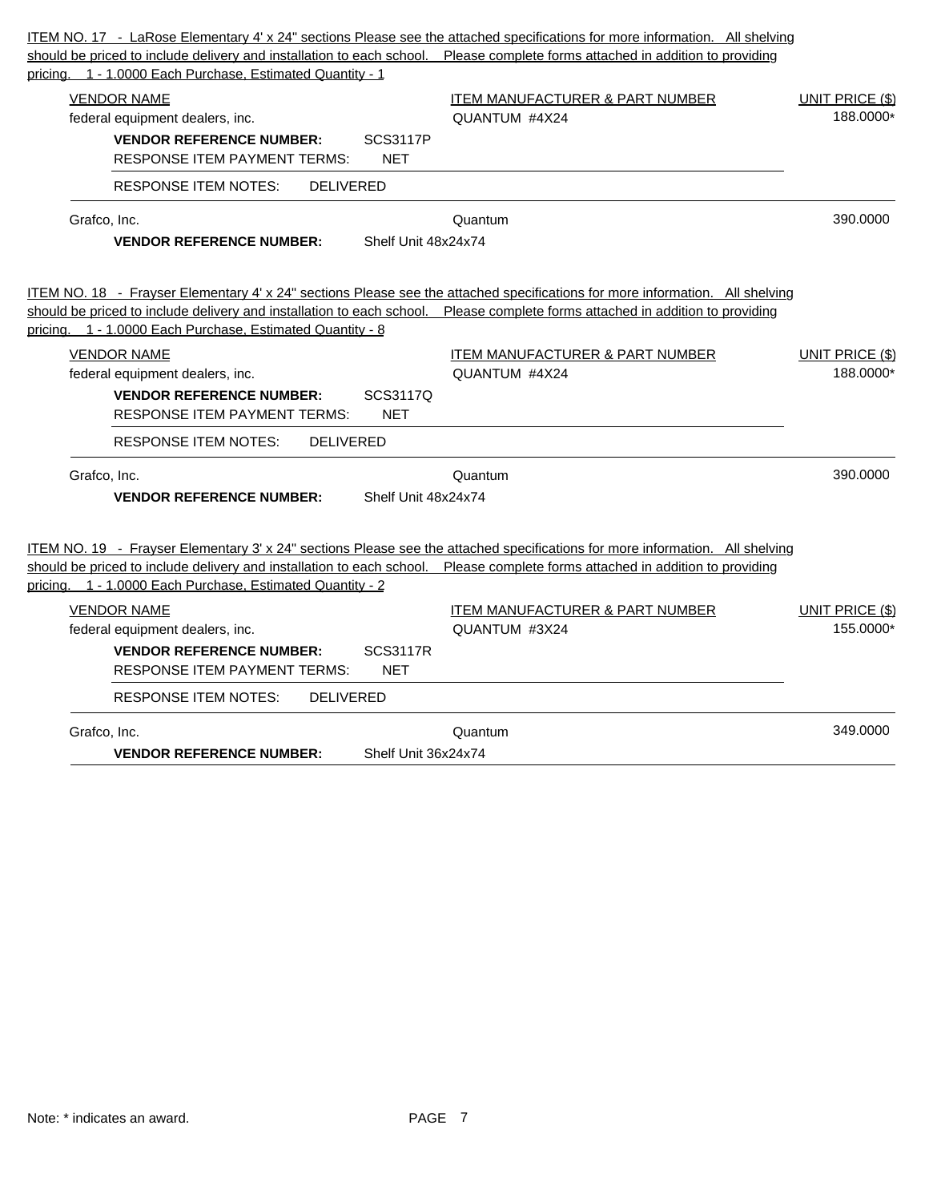ITEM NO. 17 - LaRose Elementary 4' x 24" sections Please see the attached specifications for more information. All shelving should be priced to include delivery and installation to each school. Please complete forms attached in addition to providing pricing. 1 - 1.0000 Each Purchase, Estimated Quantity - 1

| VENDOR NAME | ITEM MANUFACTURER & PART NUMBER | UNIT PRICE ($) |
|---|---|---|
| federal equipment dealers, inc.<br>**VENDOR REFERENCE NUMBER:** SCS3117P<br>RESPONSE ITEM PAYMENT TERMS: NET<br>RESPONSE ITEM NOTES: DELIVERED | QUANTUM #4X24 | 188.0000* |
| Grafco, Inc.<br>**VENDOR REFERENCE NUMBER:** Shelf Unit 48x24x74 | Quantum | 390.0000 |

ITEM NO. 18 - Frayser Elementary 4' x 24" sections Please see the attached specifications for more information. All shelving should be priced to include delivery and installation to each school. Please complete forms attached in addition to providing pricing. 1 - 1.0000 Each Purchase, Estimated Quantity - 8

| VENDOR NAME | ITEM MANUFACTURER & PART NUMBER | UNIT PRICE ($) |
|---|---|---|
| federal equipment dealers, inc.<br>**VENDOR REFERENCE NUMBER:** SCS3117Q<br>RESPONSE ITEM PAYMENT TERMS: NET<br>RESPONSE ITEM NOTES: DELIVERED | QUANTUM #4X24 | 188.0000* |
| Grafco, Inc.<br>**VENDOR REFERENCE NUMBER:** Shelf Unit 48x24x74 | Quantum | 390.0000 |

ITEM NO. 19 - Frayser Elementary 3' x 24" sections Please see the attached specifications for more information. All shelving should be priced to include delivery and installation to each school. Please complete forms attached in addition to providing pricing. 1 - 1.0000 Each Purchase, Estimated Quantity - 2

| VENDOR NAME | ITEM MANUFACTURER & PART NUMBER | UNIT PRICE ($) |
|---|---|---|
| federal equipment dealers, inc.<br>**VENDOR REFERENCE NUMBER:** SCS3117R<br>RESPONSE ITEM PAYMENT TERMS: NET<br>RESPONSE ITEM NOTES: DELIVERED | QUANTUM #3X24 | 155.0000* |
| Grafco, Inc.<br>**VENDOR REFERENCE NUMBER:** Shelf Unit 36x24x74 | Quantum | 349.0000 |

Note: * indicates an award.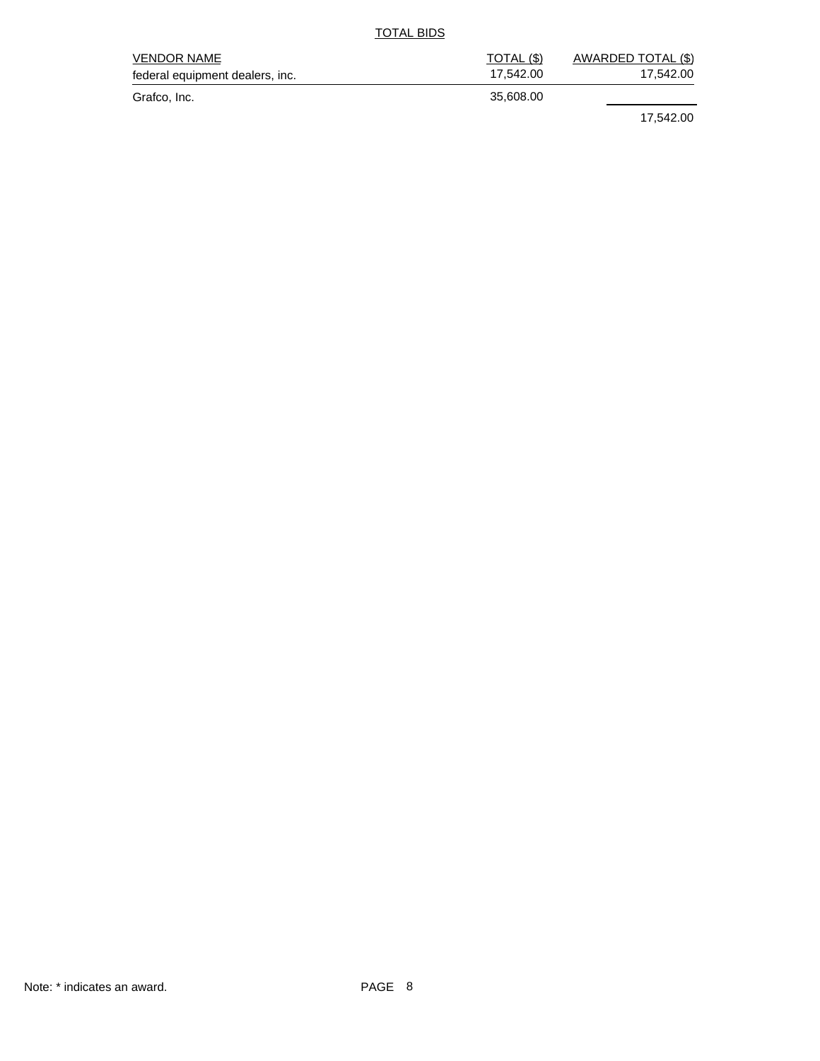TOTAL BIDS

| VENDOR NAME | TOTAL ($) | AWARDED TOTAL ($) |
| --- | --- | --- |
| federal equipment dealers, inc. | 17,542.00 | 17,542.00 |
| Grafco, Inc. | 35,608.00 | |
| | | 17,542.00 |

Note: * indicates an award.